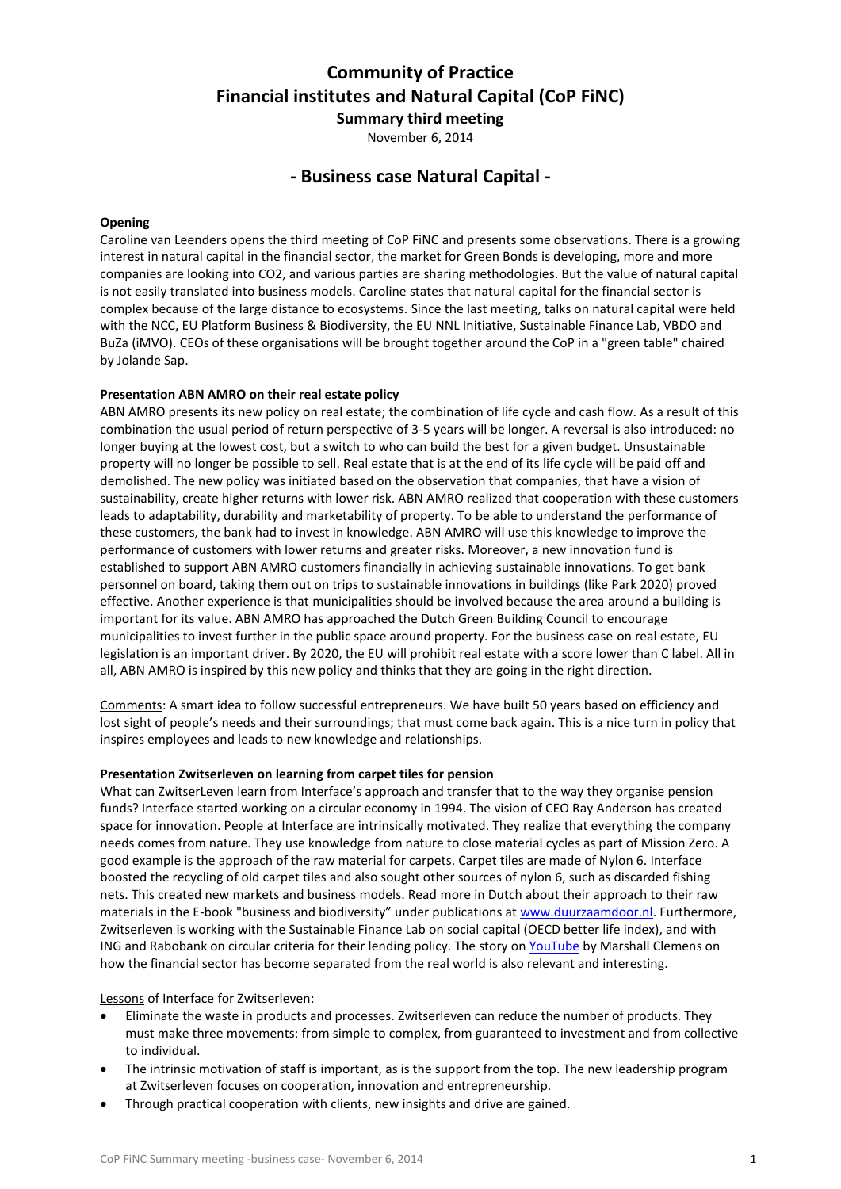# Community of Practice
# Financial institutes and Natural Capital (CoP FiNC)

**Summary third meeting**

November 6, 2014

## - Business case Natural Capital -

**Opening**

Caroline van Leenders opens the third meeting of CoP FiNC and presents some observations. There is a growing interest in natural capital in the financial sector, the market for Green Bonds is developing, more and more companies are looking into CO2, and various parties are sharing methodologies. But the value of natural capital is not easily translated into business models. Caroline states that natural capital for the financial sector is complex because of the large distance to ecosystems. Since the last meeting, talks on natural capital were held with the NCC, EU Platform Business & Biodiversity, the EU NNL Initiative, Sustainable Finance Lab, VBDO and BuZa (iMVO). CEOs of these organisations will be brought together around the CoP in a "green table" chaired by Jolande Sap.

**Presentation ABN AMRO on their real estate policy**

ABN AMRO presents its new policy on real estate; the combination of life cycle and cash flow. As a result of this combination the usual period of return perspective of 3-5 years will be longer. A reversal is also introduced: no longer buying at the lowest cost, but a switch to who can build the best for a given budget. Unsustainable property will no longer be possible to sell. Real estate that is at the end of its life cycle will be paid off and demolished. The new policy was initiated based on the observation that companies, that have a vision of sustainability, create higher returns with lower risk. ABN AMRO realized that cooperation with these customers leads to adaptability, durability and marketability of property. To be able to understand the performance of these customers, the bank had to invest in knowledge. ABN AMRO will use this knowledge to improve the performance of customers with lower returns and greater risks. Moreover, a new innovation fund is established to support ABN AMRO customers financially in achieving sustainable innovations. To get bank personnel on board, taking them out on trips to sustainable innovations in buildings (like Park 2020) proved effective. Another experience is that municipalities should be involved because the area around a building is important for its value. ABN AMRO has approached the Dutch Green Building Council to encourage municipalities to invest further in the public space around property. For the business case on real estate, EU legislation is an important driver. By 2020, the EU will prohibit real estate with a score lower than C label. All in all, ABN AMRO is inspired by this new policy and thinks that they are going in the right direction.

Comments: A smart idea to follow successful entrepreneurs. We have built 50 years based on efficiency and lost sight of people's needs and their surroundings; that must come back again. This is a nice turn in policy that inspires employees and leads to new knowledge and relationships.

**Presentation Zwitserleven on learning from carpet tiles for pension**

What can ZwitserLeven learn from Interface's approach and transfer that to the way they organise pension funds? Interface started working on a circular economy in 1994. The vision of CEO Ray Anderson has created space for innovation. People at Interface are intrinsically motivated. They realize that everything the company needs comes from nature. They use knowledge from nature to close material cycles as part of Mission Zero. A good example is the approach of the raw material for carpets. Carpet tiles are made of Nylon 6. Interface boosted the recycling of old carpet tiles and also sought other sources of nylon 6, such as discarded fishing nets. This created new markets and business models. Read more in Dutch about their approach to their raw materials in the E-book "business and biodiversity" under publications at www.duurzaamdoor.nl. Furthermore, Zwitserleven is working with the Sustainable Finance Lab on social capital (OECD better life index), and with ING and Rabobank on circular criteria for their lending policy. The story on YouTube by Marshall Clemens on how the financial sector has become separated from the real world is also relevant and interesting.

Lessons of Interface for Zwitserleven:

- Eliminate the waste in products and processes. Zwitserleven can reduce the number of products. They must make three movements: from simple to complex, from guaranteed to investment and from collective to individual.
- The intrinsic motivation of staff is important, as is the support from the top. The new leadership program at Zwitserleven focuses on cooperation, innovation and entrepreneurship.
- Through practical cooperation with clients, new insights and drive are gained.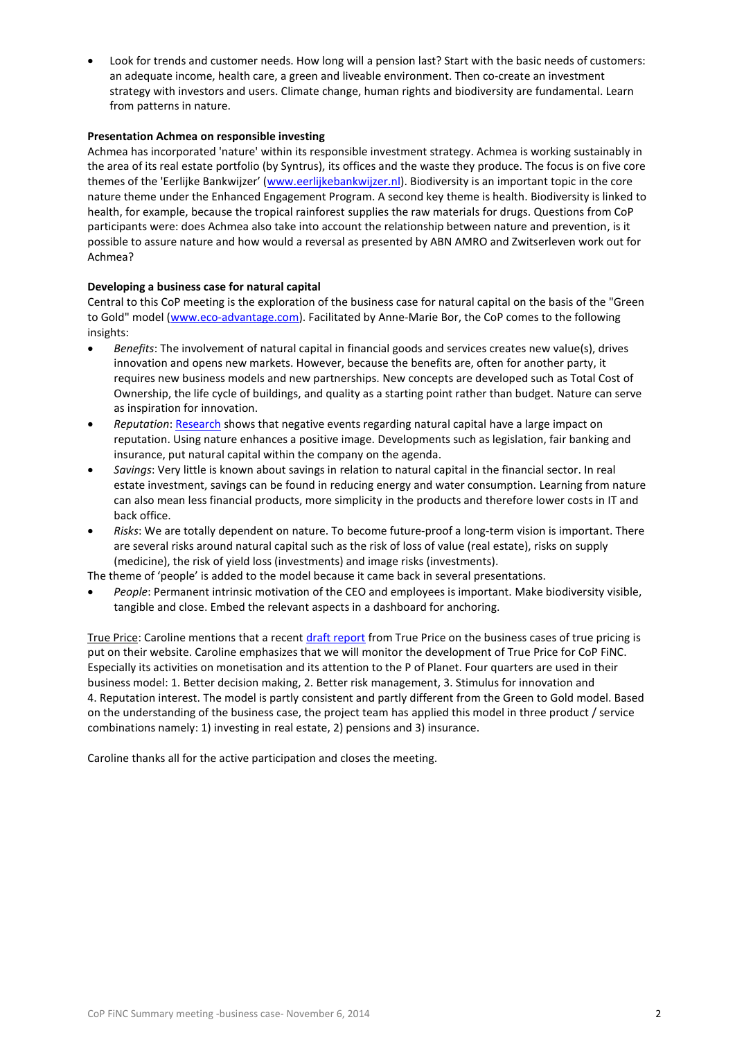- Look for trends and customer needs. How long will a pension last? Start with the basic needs of customers: an adequate income, health care, a green and liveable environment. Then co-create an investment strategy with investors and users. Climate change, human rights and biodiversity are fundamental. Learn from patterns in nature.

**Presentation Achmea on responsible investing**

Achmea has incorporated 'nature' within its responsible investment strategy. Achmea is working sustainably in the area of its real estate portfolio (by Syntrus), its offices and the waste they produce. The focus is on five core themes of the 'Eerlijke Bankwijzer' (www.eerlijkebankwijzer.nl). Biodiversity is an important topic in the core nature theme under the Enhanced Engagement Program. A second key theme is health. Biodiversity is linked to health, for example, because the tropical rainforest supplies the raw materials for drugs. Questions from CoP participants were: does Achmea also take into account the relationship between nature and prevention, is it possible to assure nature and how would a reversal as presented by ABN AMRO and Zwitserleven work out for Achmea?

**Developing a business case for natural capital**

Central to this CoP meeting is the exploration of the business case for natural capital on the basis of the "Green to Gold" model (www.eco-advantage.com). Facilitated by Anne-Marie Bor, the CoP comes to the following insights:

- *Benefits*: The involvement of natural capital in financial goods and services creates new value(s), drives innovation and opens new markets. However, because the benefits are, often for another party, it requires new business models and new partnerships. New concepts are developed such as Total Cost of Ownership, the life cycle of buildings, and quality as a starting point rather than budget. Nature can serve as inspiration for innovation.
- *Reputation*: Research shows that negative events regarding natural capital have a large impact on reputation. Using nature enhances a positive image. Developments such as legislation, fair banking and insurance, put natural capital within the company on the agenda.
- *Savings*: Very little is known about savings in relation to natural capital in the financial sector. In real estate investment, savings can be found in reducing energy and water consumption. Learning from nature can also mean less financial products, more simplicity in the products and therefore lower costs in IT and back office.
- *Risks*: We are totally dependent on nature. To become future-proof a long-term vision is important. There are several risks around natural capital such as the risk of loss of value (real estate), risks on supply (medicine), the risk of yield loss (investments) and image risks (investments).

The theme of 'people' is added to the model because it came back in several presentations.

- *People*: Permanent intrinsic motivation of the CEO and employees is important. Make biodiversity visible, tangible and close. Embed the relevant aspects in a dashboard for anchoring.

True Price: Caroline mentions that a recent draft report from True Price on the business cases of true pricing is put on their website. Caroline emphasizes that we will monitor the development of True Price for CoP FiNC. Especially its activities on monetisation and its attention to the P of Planet. Four quarters are used in their business model: 1. Better decision making, 2. Better risk management, 3. Stimulus for innovation and 4. Reputation interest. The model is partly consistent and partly different from the Green to Gold model. Based on the understanding of the business case, the project team has applied this model in three product / service combinations namely: 1) investing in real estate, 2) pensions and 3) insurance.

Caroline thanks all for the active participation and closes the meeting.